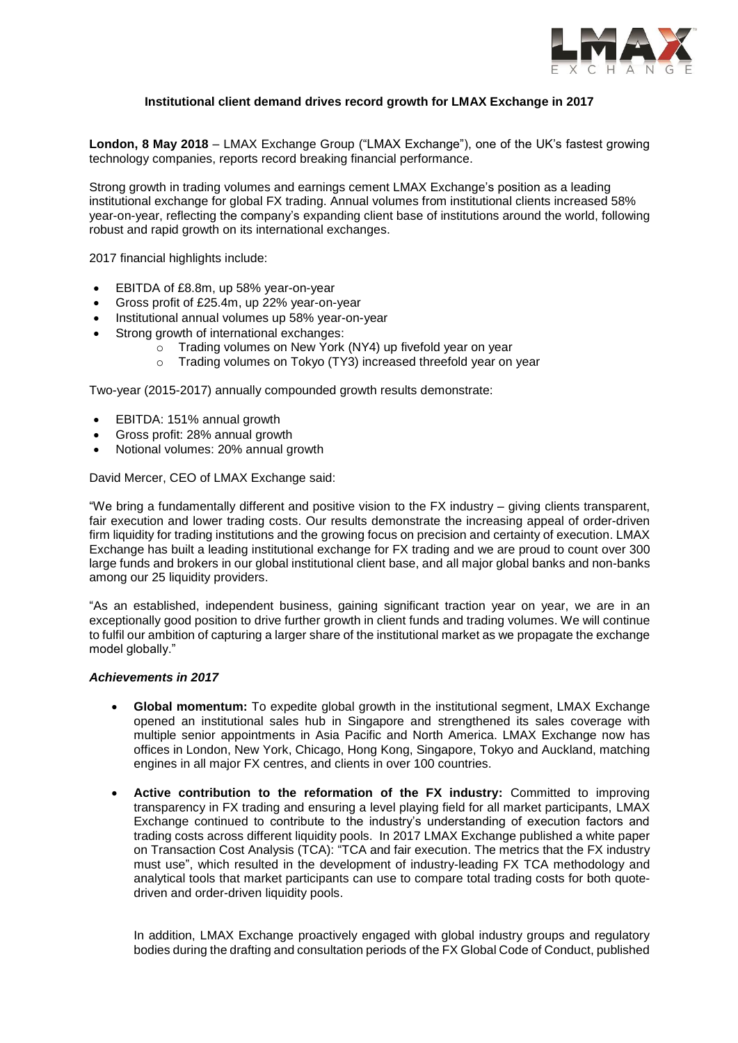**Institutional client demand drives record growth for LMAX Exchange in 2017**

**London, 8 May 2018** – LMAX Exchange Group ("LMAX Exchange"), one of the UK's fastest growing technology companies, reports record breaking financial performance.

Strong growth in trading volumes and earnings cement LMAX Exchange's position as a leading institutional exchange for global FX trading. Annual volumes from institutional clients increased 58% year-on-year, reflecting the company's expanding client base of institutions around the world, following robust and rapid growth on its international exchanges.

2017 financial highlights include:

- EBITDA of £8.8m, up 58% year-on-year
- Gross profit of £25.4m, up 22% year-on-year
- Institutional annual volumes up 58% year-on-year
- Strong growth of international exchanges:
  - Trading volumes on New York (NY4) up fivefold year on year
  - Trading volumes on Tokyo (TY3) increased threefold year on year

Two-year (2015-2017) annually compounded growth results demonstrate:

- EBITDA: 151% annual growth
- Gross profit: 28% annual growth
- Notional volumes: 20% annual growth

David Mercer, CEO of LMAX Exchange said:

"We bring a fundamentally different and positive vision to the FX industry – giving clients transparent, fair execution and lower trading costs. Our results demonstrate the increasing appeal of order-driven firm liquidity for trading institutions and the growing focus on precision and certainty of execution. LMAX Exchange has built a leading institutional exchange for FX trading and we are proud to count over 300 large funds and brokers in our global institutional client base, and all major global banks and non-banks among our 25 liquidity providers.

"As an established, independent business, gaining significant traction year on year, we are in an exceptionally good position to drive further growth in client funds and trading volumes. We will continue to fulfil our ambition of capturing a larger share of the institutional market as we propagate the exchange model globally."

***Achievements in 2017***

- **Global momentum:** To expedite global growth in the institutional segment, LMAX Exchange opened an institutional sales hub in Singapore and strengthened its sales coverage with multiple senior appointments in Asia Pacific and North America. LMAX Exchange now has offices in London, New York, Chicago, Hong Kong, Singapore, Tokyo and Auckland, matching engines in all major FX centres, and clients in over 100 countries.

- **Active contribution to the reformation of the FX industry:** Committed to improving transparency in FX trading and ensuring a level playing field for all market participants, LMAX Exchange continued to contribute to the industry's understanding of execution factors and trading costs across different liquidity pools. In 2017 LMAX Exchange published a white paper on Transaction Cost Analysis (TCA): "TCA and fair execution. The metrics that the FX industry must use", which resulted in the development of industry-leading FX TCA methodology and analytical tools that market participants can use to compare total trading costs for both quote-driven and order-driven liquidity pools.

  In addition, LMAX Exchange proactively engaged with global industry groups and regulatory bodies during the drafting and consultation periods of the FX Global Code of Conduct, published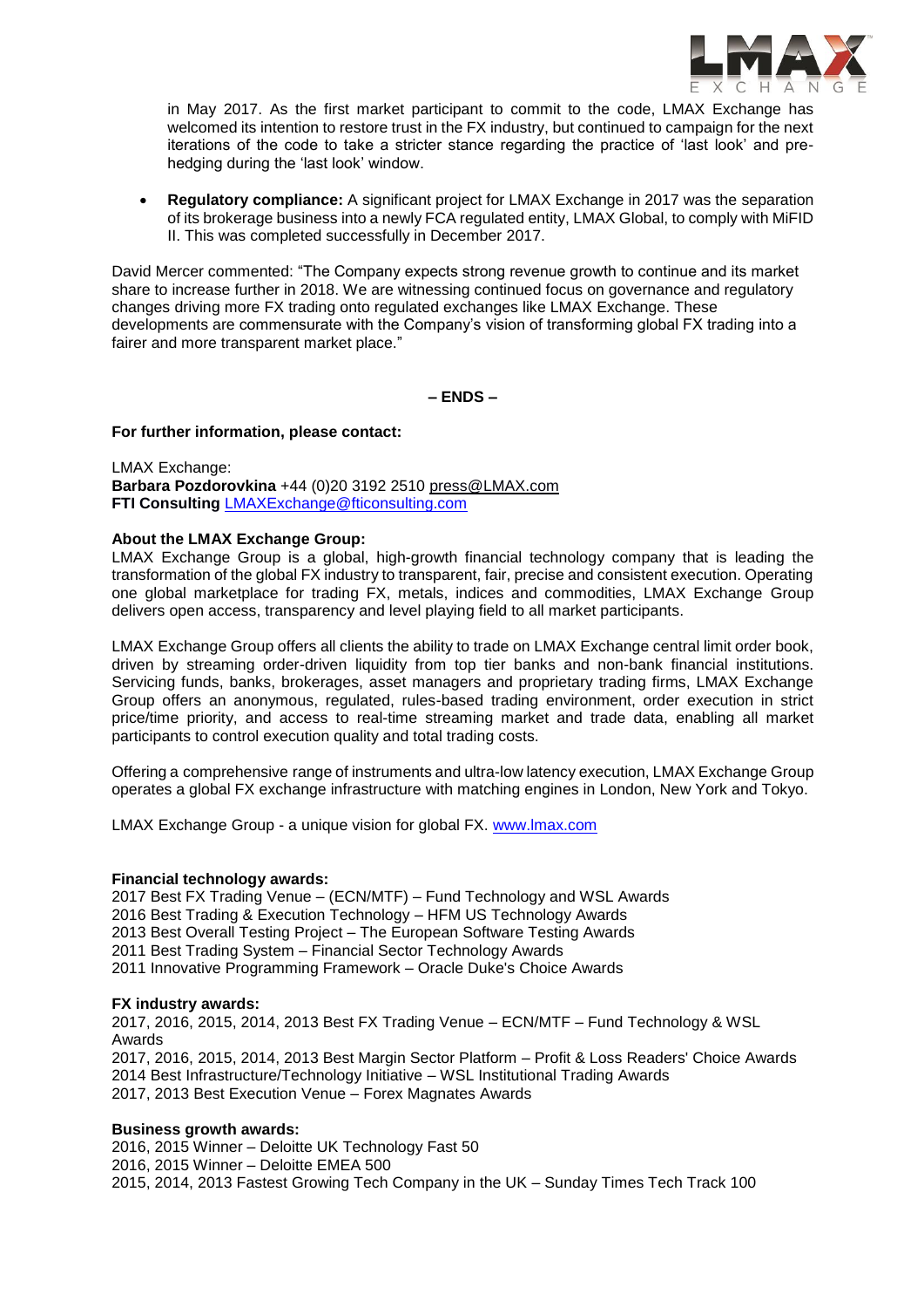in May 2017. As the first market participant to commit to the code, LMAX Exchange has welcomed its intention to restore trust in the FX industry, but continued to campaign for the next iterations of the code to take a stricter stance regarding the practice of 'last look' and pre-hedging during the 'last look' window.

- **Regulatory compliance:** A significant project for LMAX Exchange in 2017 was the separation of its brokerage business into a newly FCA regulated entity, LMAX Global, to comply with MiFID II. This was completed successfully in December 2017.

David Mercer commented: "The Company expects strong revenue growth to continue and its market share to increase further in 2018. We are witnessing continued focus on governance and regulatory changes driving more FX trading onto regulated exchanges like LMAX Exchange. These developments are commensurate with the Company's vision of transforming global FX trading into a fairer and more transparent market place."

**– ENDS –**

**For further information, please contact:**

LMAX Exchange:
**Barbara Pozdorovkina** +44 (0)20 3192 2510 press@LMAX.com
**FTI Consulting** LMAXExchange@fticonsulting.com

**About the LMAX Exchange Group:**
LMAX Exchange Group is a global, high-growth financial technology company that is leading the transformation of the global FX industry to transparent, fair, precise and consistent execution. Operating one global marketplace for trading FX, metals, indices and commodities, LMAX Exchange Group delivers open access, transparency and level playing field to all market participants.

LMAX Exchange Group offers all clients the ability to trade on LMAX Exchange central limit order book, driven by streaming order-driven liquidity from top tier banks and non-bank financial institutions. Servicing funds, banks, brokerages, asset managers and proprietary trading firms, LMAX Exchange Group offers an anonymous, regulated, rules-based trading environment, order execution in strict price/time priority, and access to real-time streaming market and trade data, enabling all market participants to control execution quality and total trading costs.

Offering a comprehensive range of instruments and ultra-low latency execution, LMAX Exchange Group operates a global FX exchange infrastructure with matching engines in London, New York and Tokyo.

LMAX Exchange Group - a unique vision for global FX. www.lmax.com

**Financial technology awards:**
2017 Best FX Trading Venue – (ECN/MTF) – Fund Technology and WSL Awards
2016 Best Trading & Execution Technology – HFM US Technology Awards
2013 Best Overall Testing Project – The European Software Testing Awards
2011 Best Trading System – Financial Sector Technology Awards
2011 Innovative Programming Framework – Oracle Duke's Choice Awards

**FX industry awards:**
2017, 2016, 2015, 2014, 2013 Best FX Trading Venue – ECN/MTF – Fund Technology & WSL Awards
2017, 2016, 2015, 2014, 2013 Best Margin Sector Platform – Profit & Loss Readers' Choice Awards
2014 Best Infrastructure/Technology Initiative – WSL Institutional Trading Awards
2017, 2013 Best Execution Venue – Forex Magnates Awards

**Business growth awards:**
2016, 2015 Winner – Deloitte UK Technology Fast 50
2016, 2015 Winner – Deloitte EMEA 500
2015, 2014, 2013 Fastest Growing Tech Company in the UK – Sunday Times Tech Track 100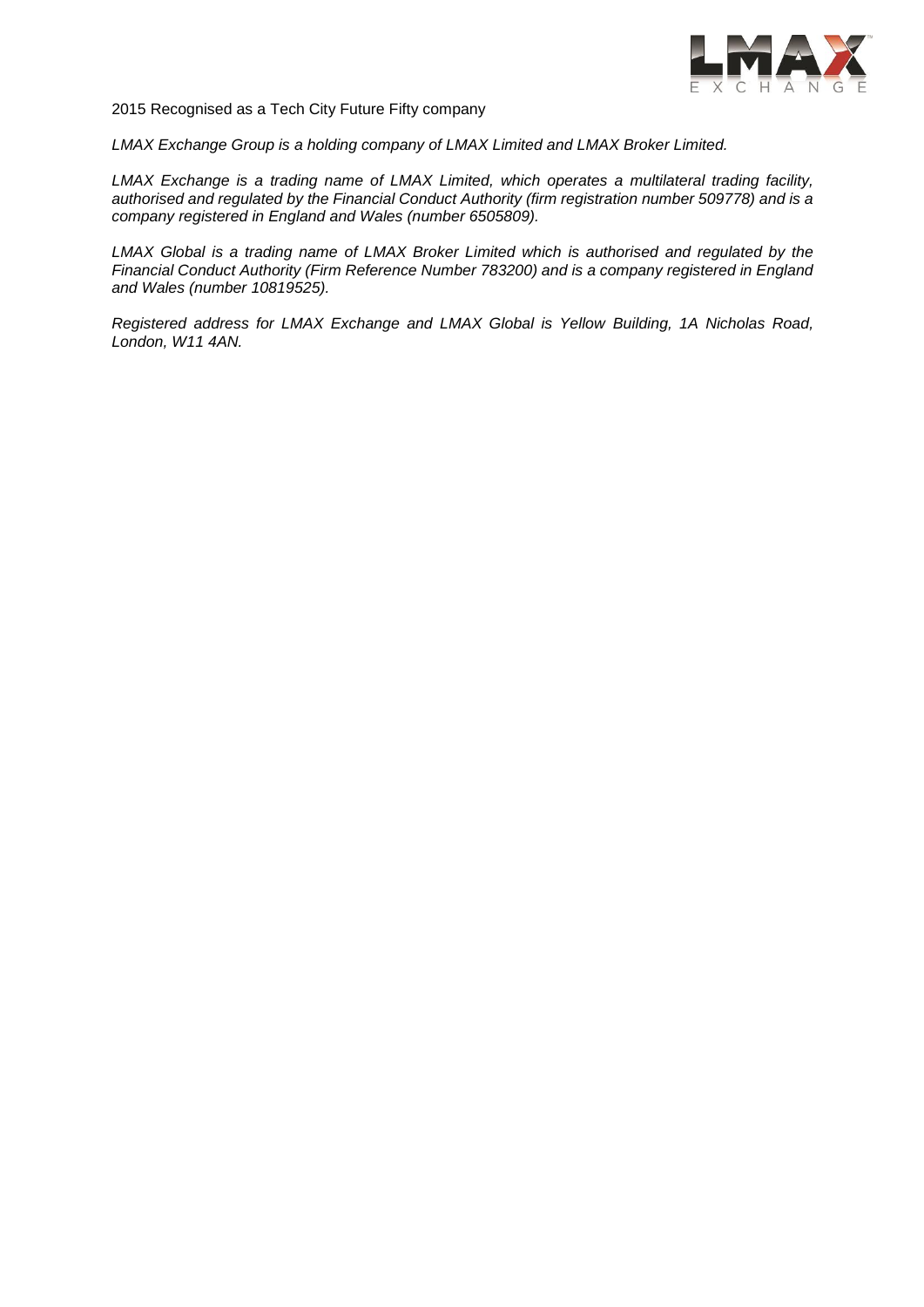2015 Recognised as a Tech City Future Fifty company

*LMAX Exchange Group is a holding company of LMAX Limited and LMAX Broker Limited.*

*LMAX Exchange is a trading name of LMAX Limited, which operates a multilateral trading facility, authorised and regulated by the Financial Conduct Authority (firm registration number 509778) and is a company registered in England and Wales (number 6505809).*

*LMAX Global is a trading name of LMAX Broker Limited which is authorised and regulated by the Financial Conduct Authority (Firm Reference Number 783200) and is a company registered in England and Wales (number 10819525).*

*Registered address for LMAX Exchange and LMAX Global is Yellow Building, 1A Nicholas Road, London, W11 4AN.*